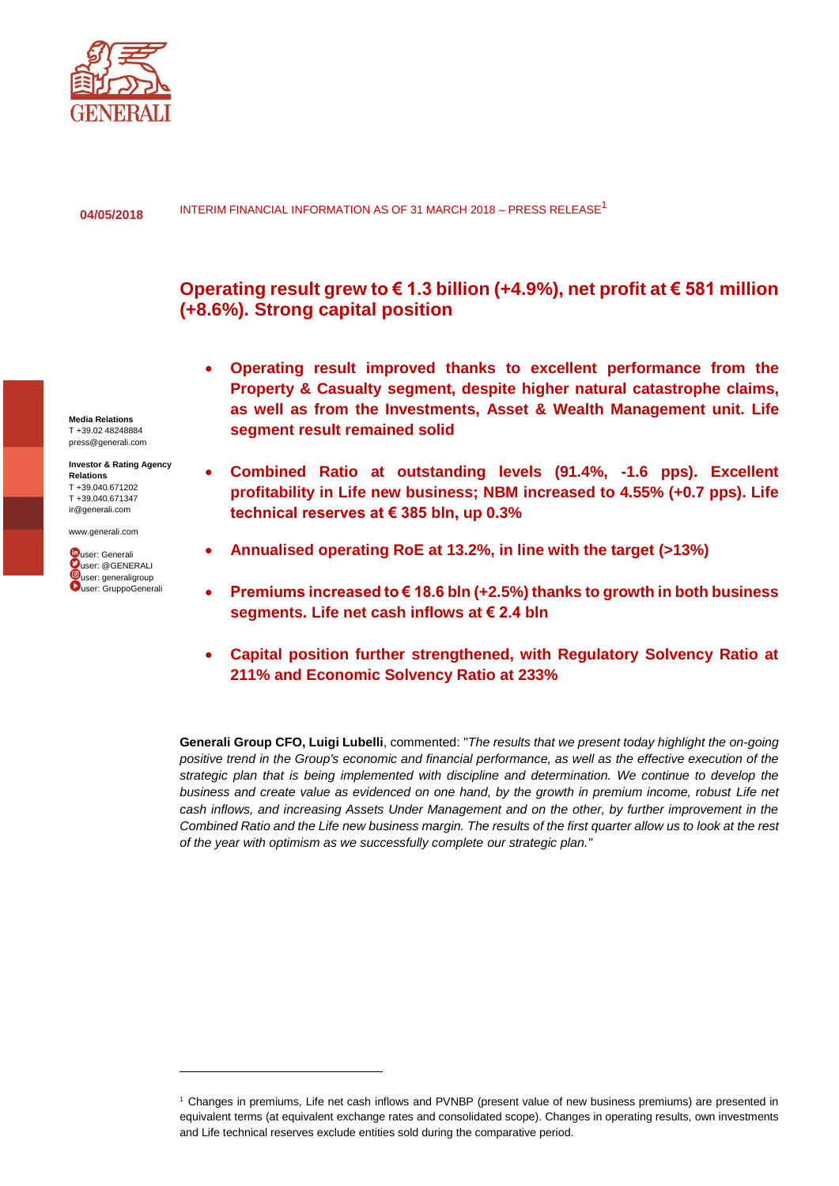**04/05/2018** INTERIM FINANCIAL INFORMATION AS OF 31 MARCH 2018 – PRESS RELEASE[1]

# Operating result grew to € 1.3 billion (+4.9%), net profit at € 581 million (+8.6%). Strong capital position

- **Operating result improved thanks to excellent performance from the Property & Casualty segment, despite higher natural catastrophe claims, as well as from the Investments, Asset & Wealth Management unit. Life segment result remained solid**
- **Combined Ratio at outstanding levels (91.4%, -1.6 pps). Excellent profitability in Life new business; NBM increased to 4.55% (+0.7 pps). Life technical reserves at € 385 bln, up 0.3%**
- **Annualised operating RoE at 13.2%, in line with the target (>13%)**
- **Premiums increased to € 18.6 bln (+2.5%) thanks to growth in both business segments. Life net cash inflows at € 2.4 bln**
- **Capital position further strengthened, with Regulatory Solvency Ratio at 211% and Economic Solvency Ratio at 233%**

**Media Relations**
T +39.02 48248884
press@generali.com

**Investor & Rating Agency Relations**
T +39.040.671202
T +39.040.671347
ir@generali.com

www.generali.com

user: Generali
user: @GENERALI
user: generaligroup
user: GruppoGenerali

**Generali Group CFO, Luigi Lubelli**, commented: "*The results that we present today highlight the on-going positive trend in the Group's economic and financial performance, as well as the effective execution of the strategic plan that is being implemented with discipline and determination. We continue to develop the business and create value as evidenced on one hand, by the growth in premium income, robust Life net cash inflows, and increasing Assets Under Management and on the other, by further improvement in the Combined Ratio and the Life new business margin. The results of the first quarter allow us to look at the rest of the year with optimism as we successfully complete our strategic plan.*"

---

[1] Changes in premiums, Life net cash inflows and PVNBP (present value of new business premiums) are presented in equivalent terms (at equivalent exchange rates and consolidated scope). Changes in operating results, own investments and Life technical reserves exclude entities sold during the comparative period.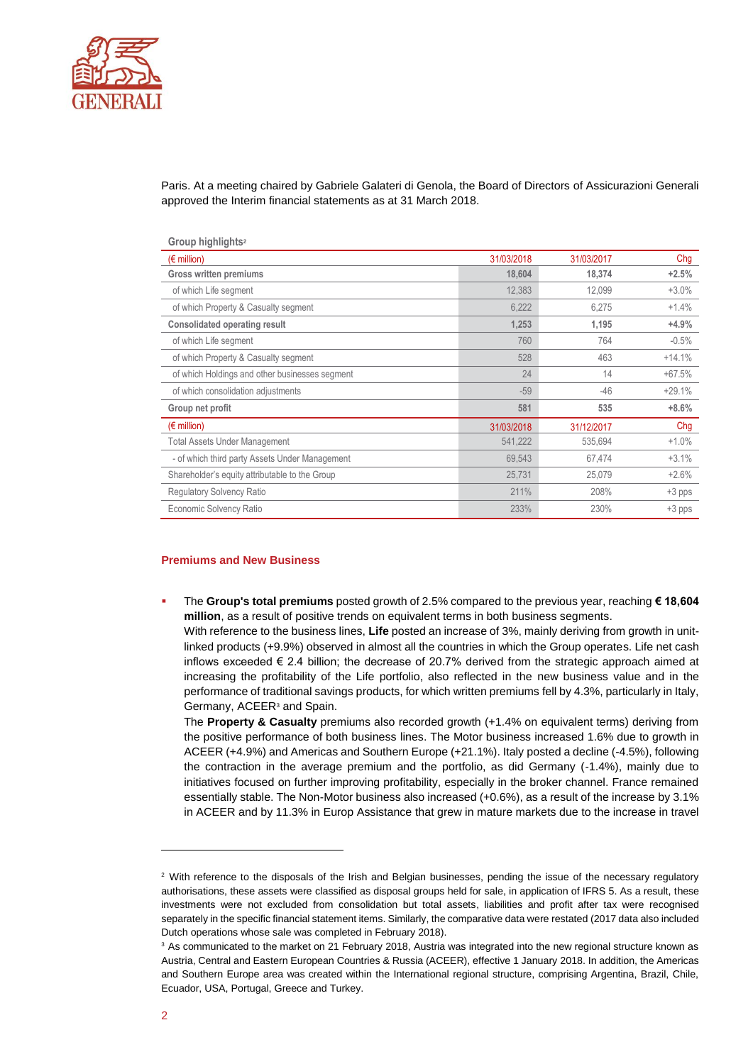Paris. At a meeting chaired by Gabriele Galateri di Genola, the Board of Directors of Assicurazioni Generali approved the Interim financial statements as at 31 March 2018.

Group highlights[2]

| (€ million) | 31/03/2018 | 31/03/2017 | Chg |
|---|---|---|---|
| **Gross written premiums** | **18,604** | **18,374** | **+2.5%** |
| of which Life segment | 12,383 | 12,099 | +3.0% |
| of which Property & Casualty segment | 6,222 | 6,275 | +1.4% |
| **Consolidated operating result** | **1,253** | **1,195** | **+4.9%** |
| of which Life segment | 760 | 764 | -0.5% |
| of which Property & Casualty segment | 528 | 463 | +14.1% |
| of which Holdings and other businesses segment | 24 | 14 | +67.5% |
| of which consolidation adjustments | -59 | -46 | +29.1% |
| **Group net profit** | **581** | **535** | **+8.6%** |
| (€ million) | 31/03/2018 | 31/12/2017 | Chg |
| Total Assets Under Management | 541,222 | 535,694 | +1.0% |
| - of which third party Assets Under Management | 69,543 | 67,474 | +3.1% |
| Shareholder's equity attributable to the Group | 25,731 | 25,079 | +2.6% |
| Regulatory Solvency Ratio | 211% | 208% | +3 pps |
| Economic Solvency Ratio | 233% | 230% | +3 pps |

## Premiums and New Business

- The **Group's total premiums** posted growth of 2.5% compared to the previous year, reaching **€ 18,604 million**, as a result of positive trends on equivalent terms in both business segments.
  With reference to the business lines, **Life** posted an increase of 3%, mainly deriving from growth in unit-linked products (+9.9%) observed in almost all the countries in which the Group operates. Life net cash inflows exceeded € 2.4 billion; the decrease of 20.7% derived from the strategic approach aimed at increasing the profitability of the Life portfolio, also reflected in the new business value and in the performance of traditional savings products, for which written premiums fell by 4.3%, particularly in Italy, Germany, ACEER[3] and Spain.
  The **Property & Casualty** premiums also recorded growth (+1.4% on equivalent terms) deriving from the positive performance of both business lines. The Motor business increased 1.6% due to growth in ACEER (+4.9%) and Americas and Southern Europe (+21.1%). Italy posted a decline (-4.5%), following the contraction in the average premium and the portfolio, as did Germany (-1.4%), mainly due to initiatives focused on further improving profitability, especially in the broker channel. France remained essentially stable. The Non-Motor business also increased (+0.6%), as a result of the increase by 3.1% in ACEER and by 11.3% in Europ Assistance that grew in mature markets due to the increase in travel

---

[2] With reference to the disposals of the Irish and Belgian businesses, pending the issue of the necessary regulatory authorisations, these assets were classified as disposal groups held for sale, in application of IFRS 5. As a result, these investments were not excluded from consolidation but total assets, liabilities and profit after tax were recognised separately in the specific financial statement items. Similarly, the comparative data were restated (2017 data also included Dutch operations whose sale was completed in February 2018).

[3] As communicated to the market on 21 February 2018, Austria was integrated into the new regional structure known as Austria, Central and Eastern European Countries & Russia (ACEER), effective 1 January 2018. In addition, the Americas and Southern Europe area was created within the International regional structure, comprising Argentina, Brazil, Chile, Ecuador, USA, Portugal, Greece and Turkey.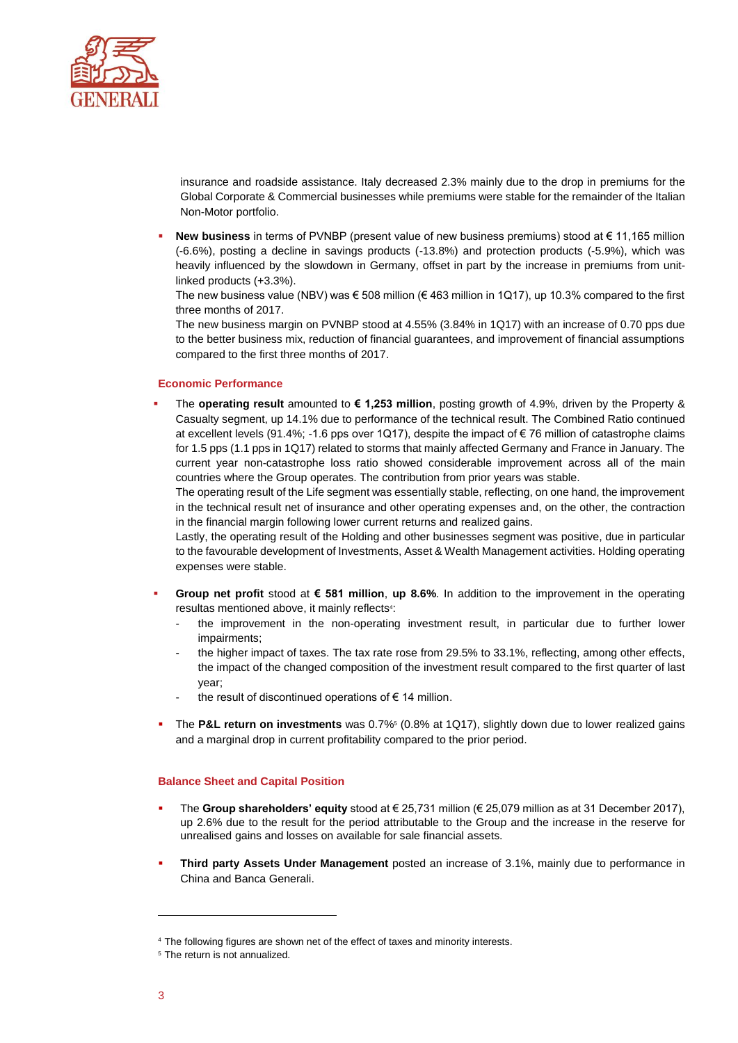insurance and roadside assistance. Italy decreased 2.3% mainly due to the drop in premiums for the Global Corporate & Commercial businesses while premiums were stable for the remainder of the Italian Non-Motor portfolio.

- **New business** in terms of PVNBP (present value of new business premiums) stood at € 11,165 million (-6.6%), posting a decline in savings products (-13.8%) and protection products (-5.9%), which was heavily influenced by the slowdown in Germany, offset in part by the increase in premiums from unit-linked products (+3.3%).
  The new business value (NBV) was € 508 million (€ 463 million in 1Q17), up 10.3% compared to the first three months of 2017.
  The new business margin on PVNBP stood at 4.55% (3.84% in 1Q17) with an increase of 0.70 pps due to the better business mix, reduction of financial guarantees, and improvement of financial assumptions compared to the first three months of 2017.

## Economic Performance

- The **operating result** amounted to **€ 1,253 million**, posting growth of 4.9%, driven by the Property & Casualty segment, up 14.1% due to performance of the technical result. The Combined Ratio continued at excellent levels (91.4%; -1.6 pps over 1Q17), despite the impact of € 76 million of catastrophe claims for 1.5 pps (1.1 pps in 1Q17) related to storms that mainly affected Germany and France in January. The current year non-catastrophe loss ratio showed considerable improvement across all of the main countries where the Group operates. The contribution from prior years was stable.
  The operating result of the Life segment was essentially stable, reflecting, on one hand, the improvement in the technical result net of insurance and other operating expenses and, on the other, the contraction in the financial margin following lower current returns and realized gains.
  Lastly, the operating result of the Holding and other businesses segment was positive, due in particular to the favourable development of Investments, Asset & Wealth Management activities. Holding operating expenses were stable.

- **Group net profit** stood at **€ 581 million**, **up 8.6%**. In addition to the improvement in the operating resultas mentioned above, it mainly reflects[4]:
  - the improvement in the non-operating investment result, in particular due to further lower impairments;
  - the higher impact of taxes. The tax rate rose from 29.5% to 33.1%, reflecting, among other effects, the impact of the changed composition of the investment result compared to the first quarter of last year;
  - the result of discontinued operations of € 14 million.

- The **P&L return on investments** was 0.7%[5] (0.8% at 1Q17), slightly down due to lower realized gains and a marginal drop in current profitability compared to the prior period.

## Balance Sheet and Capital Position

- The **Group shareholders' equity** stood at € 25,731 million (€ 25,079 million as at 31 December 2017), up 2.6% due to the result for the period attributable to the Group and the increase in the reserve for unrealised gains and losses on available for sale financial assets.

- **Third party Assets Under Management** posted an increase of 3.1%, mainly due to performance in China and Banca Generali.

---

[4] The following figures are shown net of the effect of taxes and minority interests.

[5] The return is not annualized.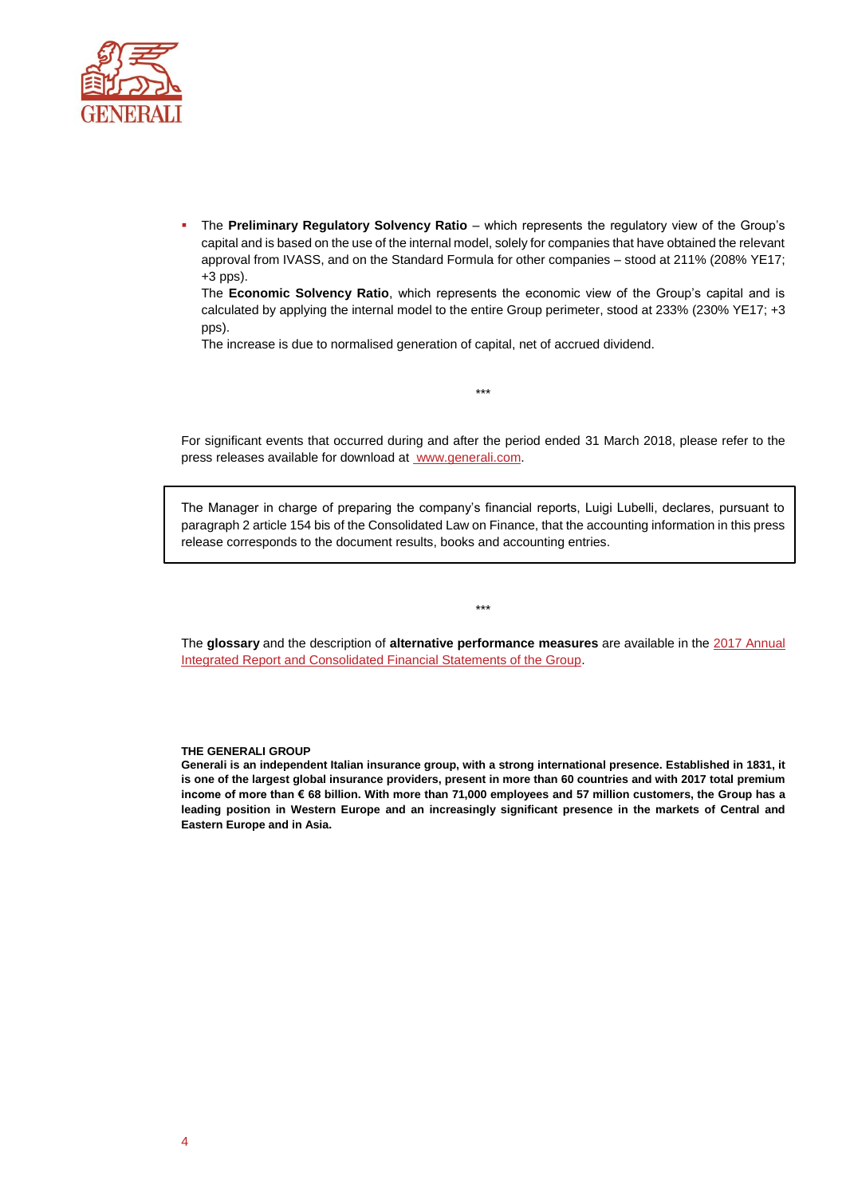- The **Preliminary Regulatory Solvency Ratio** – which represents the regulatory view of the Group's capital and is based on the use of the internal model, solely for companies that have obtained the relevant approval from IVASS, and on the Standard Formula for other companies – stood at 211% (208% YE17; +3 pps).
  The **Economic Solvency Ratio**, which represents the economic view of the Group's capital and is calculated by applying the internal model to the entire Group perimeter, stood at 233% (230% YE17; +3 pps).
  The increase is due to normalised generation of capital, net of accrued dividend.

***

For significant events that occurred during and after the period ended 31 March 2018, please refer to the press releases available for download at www.generali.com.

> The Manager in charge of preparing the company's financial reports, Luigi Lubelli, declares, pursuant to paragraph 2 article 154 bis of the Consolidated Law on Finance, that the accounting information in this press release corresponds to the document results, books and accounting entries.

***

The **glossary** and the description of **alternative performance measures** are available in the 2017 Annual Integrated Report and Consolidated Financial Statements of the Group.

**THE GENERALI GROUP**

**Generali is an independent Italian insurance group, with a strong international presence. Established in 1831, it is one of the largest global insurance providers, present in more than 60 countries and with 2017 total premium income of more than € 68 billion. With more than 71,000 employees and 57 million customers, the Group has a leading position in Western Europe and an increasingly significant presence in the markets of Central and Eastern Europe and in Asia.**